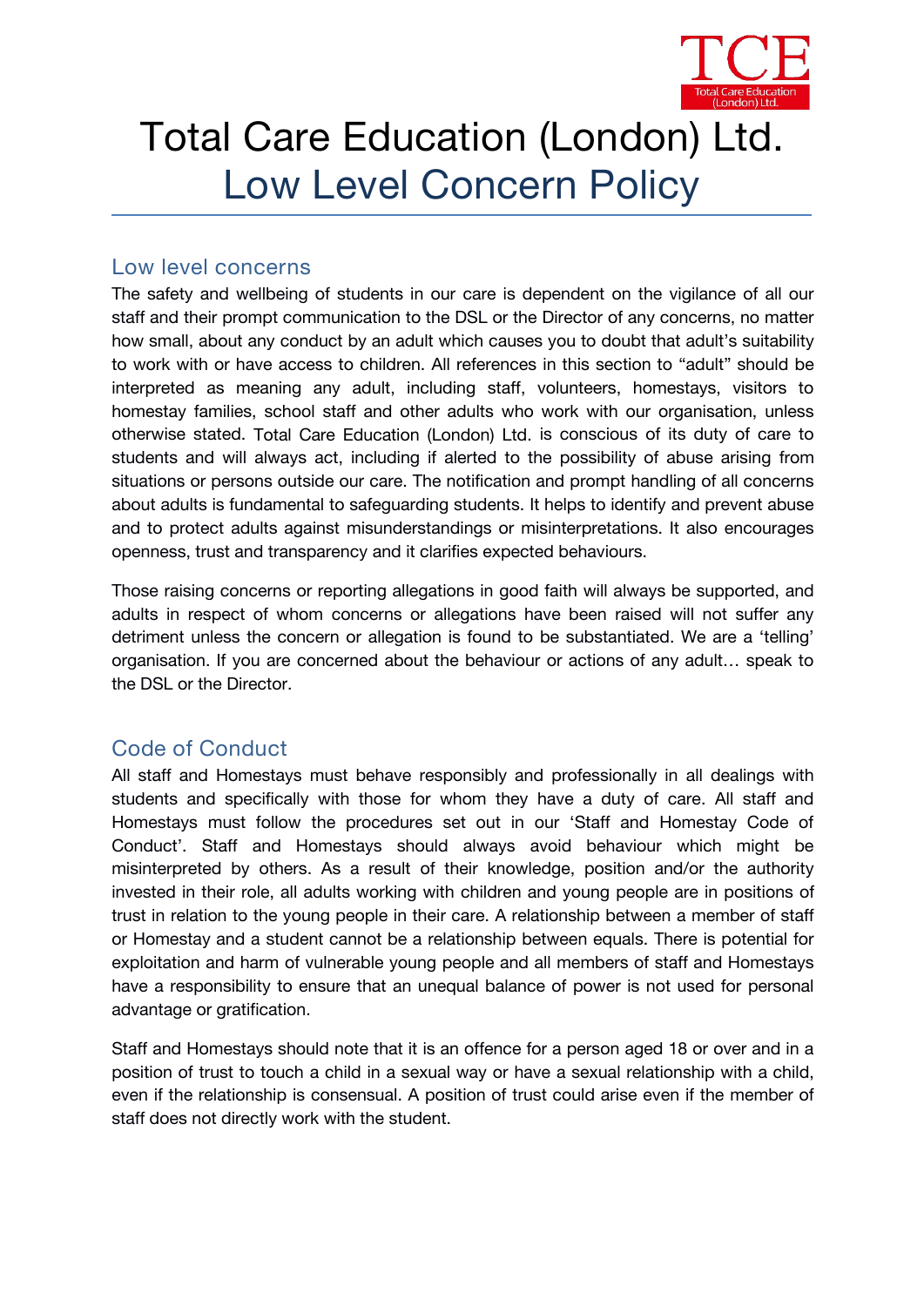# Total Care Education (London) Ltd.

# Low Level Concern Policy

## Low level concerns

The safety and wellbeing of students in our care is dependent on the vigilance of all our staff and their prompt communication to the DSL or the Director of any concerns, no matter how small, about any conduct by an adult which causes you to doubt that adult's suitability to work with or have access to children. All references in this section to "adult" should be interpreted as meaning any adult, including staff, volunteers, homestays, visitors to homestay families, school staff and other adults who work with our organisation, unless otherwise stated. Total Care Education (London) Ltd. is conscious of its duty of care to students and will always act, including if alerted to the possibility of abuse arising from situations or persons outside our care. The notification and prompt handling of all concerns about adults is fundamental to safeguarding students. It helps to identify and prevent abuse and to protect adults against misunderstandings or misinterpretations. It also encourages openness, trust and transparency and it clarifies expected behaviours.

Those raising concerns or reporting allegations in good faith will always be supported, and adults in respect of whom concerns or allegations have been raised will not suffer any detriment unless the concern or allegation is found to be substantiated. We are a 'telling' organisation. If you are concerned about the behaviour or actions of any adult… speak to the DSL or the Director.

## Code of Conduct

All staff and Homestays must behave responsibly and professionally in all dealings with students and specifically with those for whom they have a duty of care. All staff and Homestays must follow the procedures set out in our 'Staff and Homestay Code of Conduct'. Staff and Homestays should always avoid behaviour which might be misinterpreted by others. As a result of their knowledge, position and/or the authority invested in their role, all adults working with children and young people are in positions of trust in relation to the young people in their care. A relationship between a member of staff or Homestay and a student cannot be a relationship between equals. There is potential for exploitation and harm of vulnerable young people and all members of staff and Homestays have a responsibility to ensure that an unequal balance of power is not used for personal advantage or gratification.

Staff and Homestays should note that it is an offence for a person aged 18 or over and in a position of trust to touch a child in a sexual way or have a sexual relationship with a child, even if the relationship is consensual. A position of trust could arise even if the member of staff does not directly work with the student.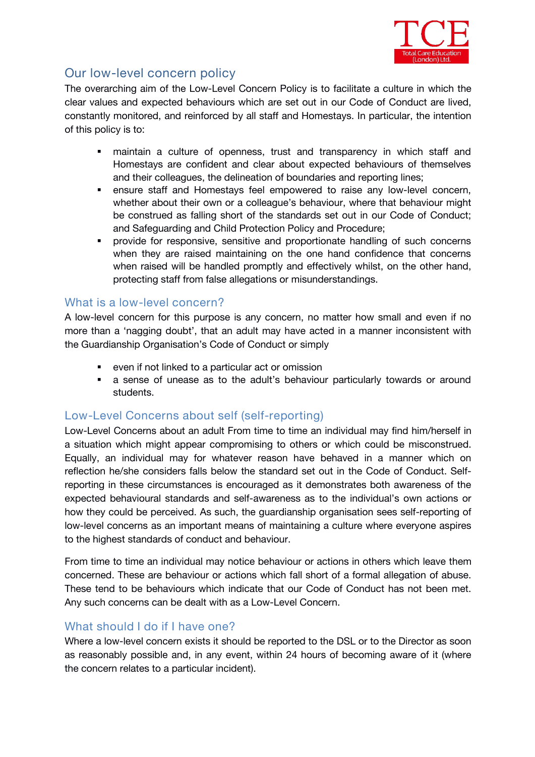## Our low-level concern policy

The overarching aim of the Low-Level Concern Policy is to facilitate a culture in which the clear values and expected behaviours which are set out in our Code of Conduct are lived, constantly monitored, and reinforced by all staff and Homestays. In particular, the intention of this policy is to:

- maintain a culture of openness, trust and transparency in which staff and Homestays are confident and clear about expected behaviours of themselves and their colleagues, the delineation of boundaries and reporting lines;
- ensure staff and Homestays feel empowered to raise any low-level concern, whether about their own or a colleague's behaviour, where that behaviour might be construed as falling short of the standards set out in our Code of Conduct; and Safeguarding and Child Protection Policy and Procedure;
- provide for responsive, sensitive and proportionate handling of such concerns when they are raised maintaining on the one hand confidence that concerns when raised will be handled promptly and effectively whilst, on the other hand, protecting staff from false allegations or misunderstandings.

## What is a low-level concern?

A low-level concern for this purpose is any concern, no matter how small and even if no more than a 'nagging doubt', that an adult may have acted in a manner inconsistent with the Guardianship Organisation's Code of Conduct or simply

- even if not linked to a particular act or omission
- a sense of unease as to the adult's behaviour particularly towards or around students.

## Low-Level Concerns about self (self-reporting)

Low-Level Concerns about an adult From time to time an individual may find him/herself in a situation which might appear compromising to others or which could be misconstrued. Equally, an individual may for whatever reason have behaved in a manner which on reflection he/she considers falls below the standard set out in the Code of Conduct. Self-reporting in these circumstances is encouraged as it demonstrates both awareness of the expected behavioural standards and self-awareness as to the individual's own actions or how they could be perceived. As such, the guardianship organisation sees self-reporting of low-level concerns as an important means of maintaining a culture where everyone aspires to the highest standards of conduct and behaviour.

From time to time an individual may notice behaviour or actions in others which leave them concerned. These are behaviour or actions which fall short of a formal allegation of abuse. These tend to be behaviours which indicate that our Code of Conduct has not been met. Any such concerns can be dealt with as a Low-Level Concern.

## What should I do if I have one?

Where a low-level concern exists it should be reported to the DSL or to the Director as soon as reasonably possible and, in any event, within 24 hours of becoming aware of it (where the concern relates to a particular incident).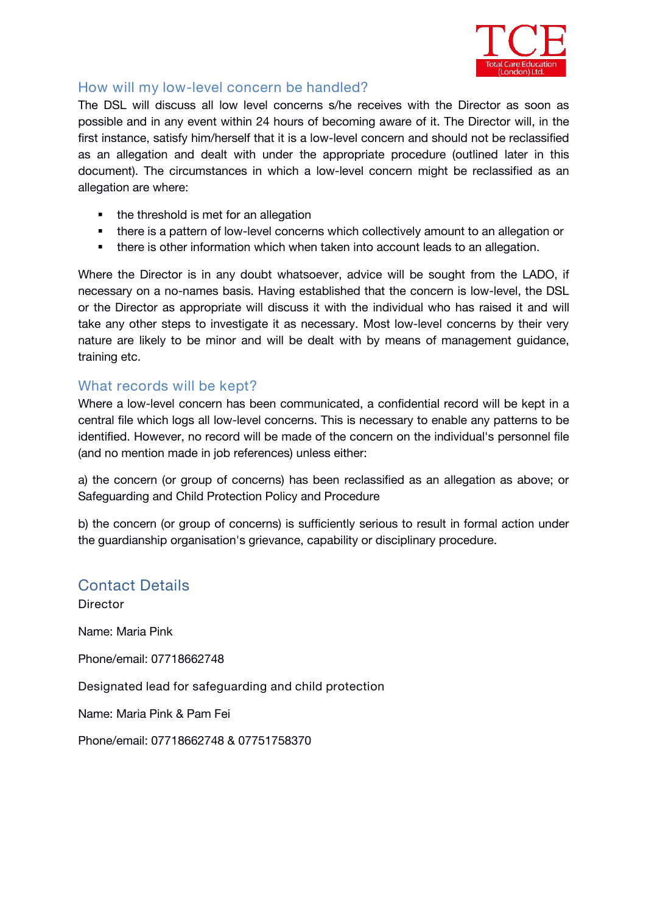## How will my low-level concern be handled?

The DSL will discuss all low level concerns s/he receives with the Director as soon as possible and in any event within 24 hours of becoming aware of it. The Director will, in the first instance, satisfy him/herself that it is a low-level concern and should not be reclassified as an allegation and dealt with under the appropriate procedure (outlined later in this document). The circumstances in which a low-level concern might be reclassified as an allegation are where:

- the threshold is met for an allegation
- there is a pattern of low-level concerns which collectively amount to an allegation or
- there is other information which when taken into account leads to an allegation.

Where the Director is in any doubt whatsoever, advice will be sought from the LADO, if necessary on a no-names basis. Having established that the concern is low-level, the DSL or the Director as appropriate will discuss it with the individual who has raised it and will take any other steps to investigate it as necessary. Most low-level concerns by their very nature are likely to be minor and will be dealt with by means of management guidance, training etc.

## What records will be kept?

Where a low-level concern has been communicated, a confidential record will be kept in a central file which logs all low-level concerns. This is necessary to enable any patterns to be identified. However, no record will be made of the concern on the individual's personnel file (and no mention made in job references) unless either:

a) the concern (or group of concerns) has been reclassified as an allegation as above; or Safeguarding and Child Protection Policy and Procedure

b) the concern (or group of concerns) is sufficiently serious to result in formal action under the guardianship organisation's grievance, capability or disciplinary procedure.

## Contact Details

Director

Name: Maria Pink

Phone/email: 07718662748

Designated lead for safeguarding and child protection

Name: Maria Pink & Pam Fei

Phone/email: 07718662748 & 07751758370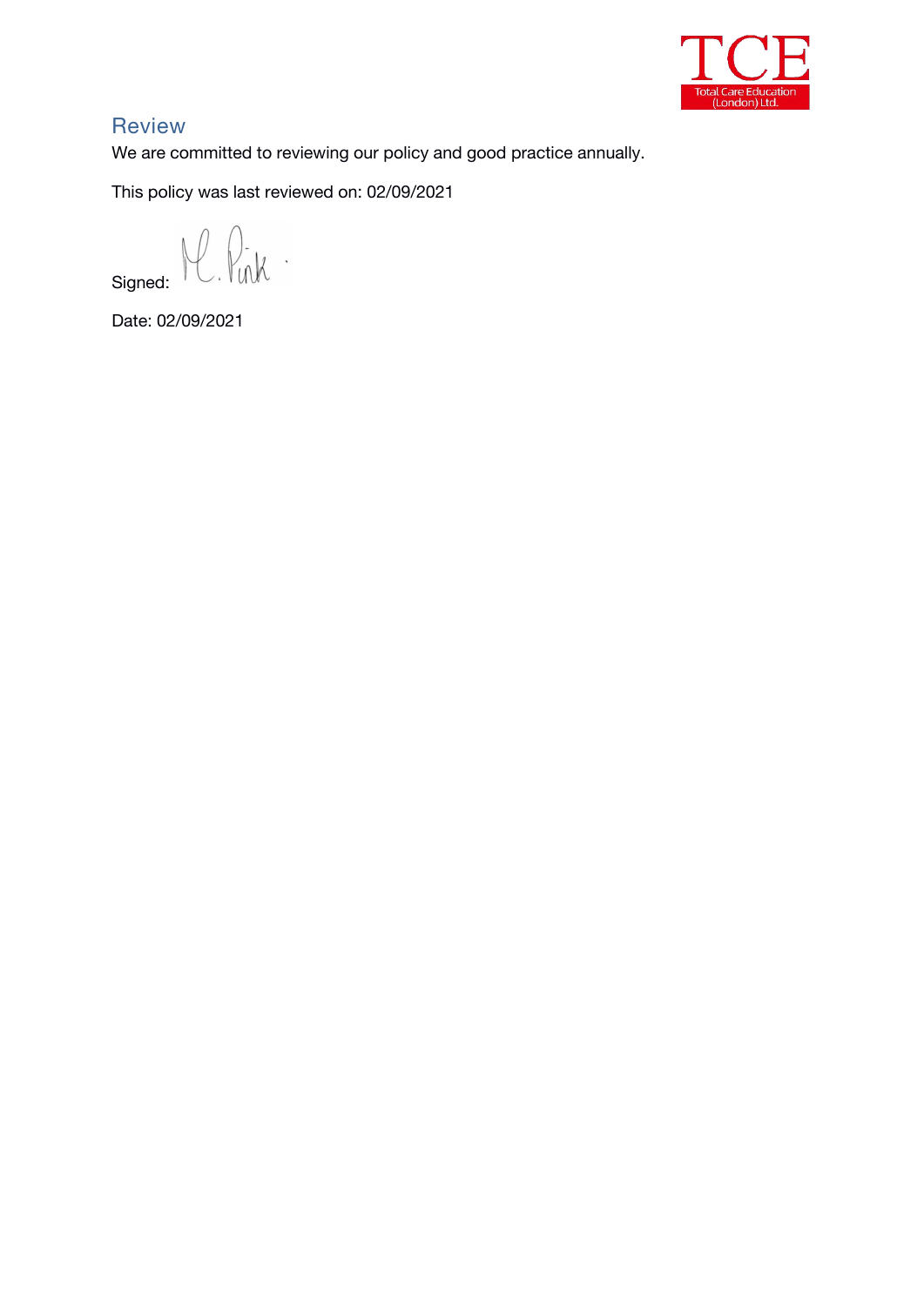## Review

We are committed to reviewing our policy and good practice annually.

This policy was last reviewed on: 02/09/2021

Signed: M. Pink

Date: 02/09/2021